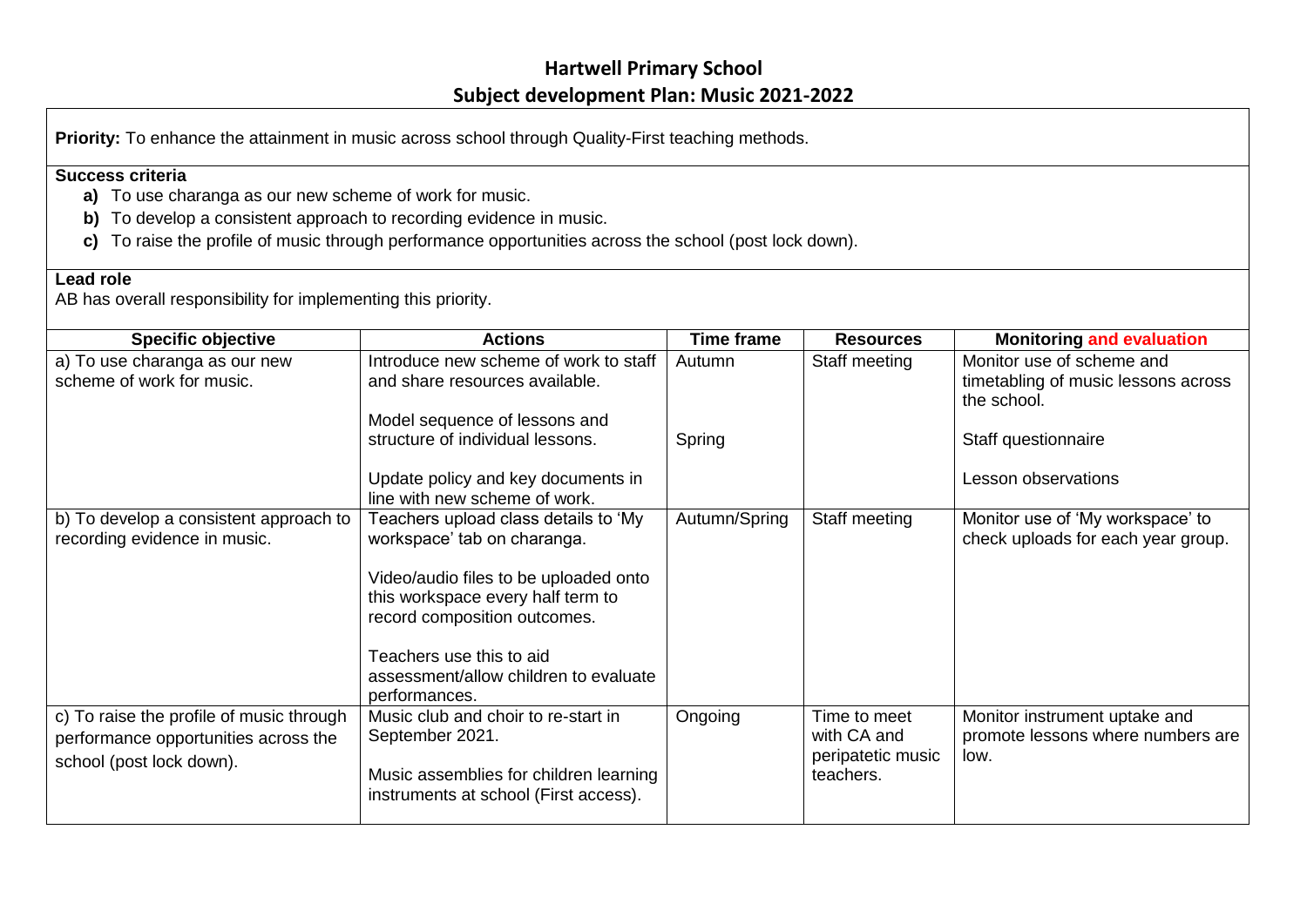# Hartwell Primary School

## Subject development Plan: Music 2021-2022

**Priority:** To enhance the attainment in music across school through Quality-First teaching methods.

**Success criteria**

- **a)** To use charanga as our new scheme of work for music.
- **b)** To develop a consistent approach to recording evidence in music.
- **c)** To raise the profile of music through performance opportunities across the school (post lock down).

**Lead role**

AB has overall responsibility for implementing this priority.

| Specific objective | Actions | Time frame | Resources | Monitoring and evaluation |
|---|---|---|---|---|
| a) To use charanga as our new scheme of work for music. | Introduce new scheme of work to staff and share resources available.<br><br>Model sequence of lessons and structure of individual lessons.<br><br>Update policy and key documents in line with new scheme of work. | Autumn<br><br>Spring | Staff meeting | Monitor use of scheme and timetabling of music lessons across the school.<br><br>Staff questionnaire<br><br>Lesson observations |
| b) To develop a consistent approach to recording evidence in music. | Teachers upload class details to 'My workspace' tab on charanga.<br><br>Video/audio files to be uploaded onto this workspace every half term to record composition outcomes.<br><br>Teachers use this to aid assessment/allow children to evaluate performances. | Autumn/Spring | Staff meeting | Monitor use of 'My workspace' to check uploads for each year group. |
| c) To raise the profile of music through performance opportunities across the school (post lock down). | Music club and choir to re-start in September 2021.<br><br>Music assemblies for children learning instruments at school (First access). | Ongoing | Time to meet with CA and peripatetic music teachers. | Monitor instrument uptake and promote lessons where numbers are low. |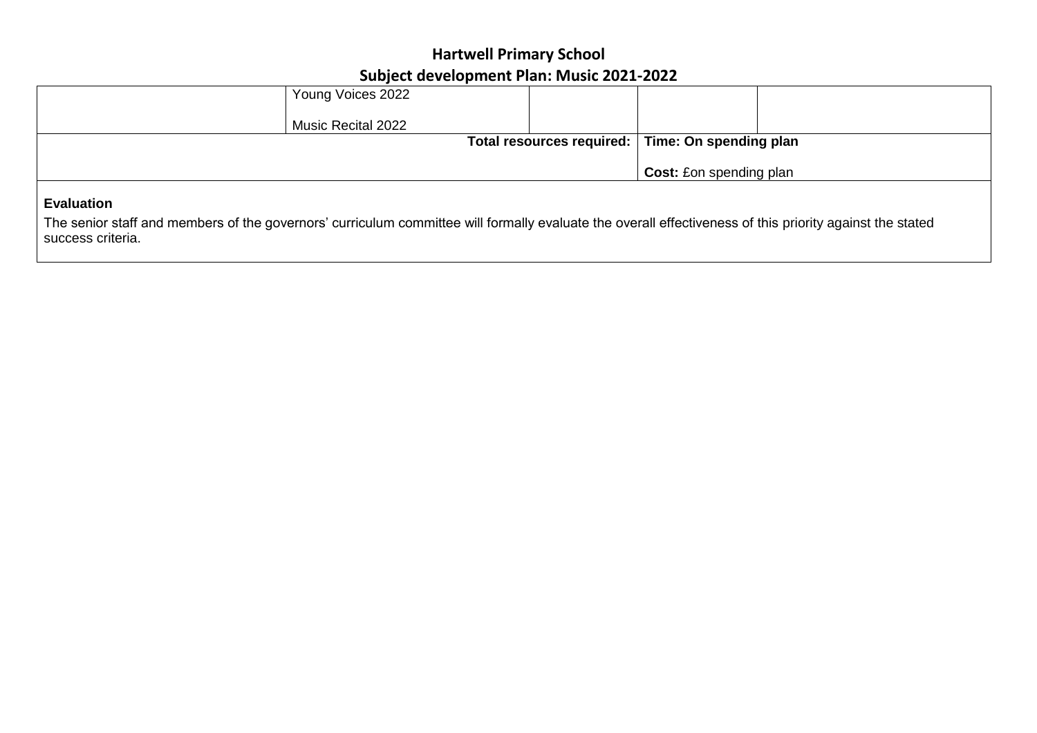# Hartwell Primary School

## Subject development Plan: Music 2021-2022

| | | | | |
|---|---|---|---|---|
| | Young Voices 2022<br><br>Music Recital 2022 | | | |
| | | **Total resources required:** | **Time: On spending plan**<br><br>**Cost:** £on spending plan | |

**Evaluation**

The senior staff and members of the governors' curriculum committee will formally evaluate the overall effectiveness of this priority against the stated success criteria.